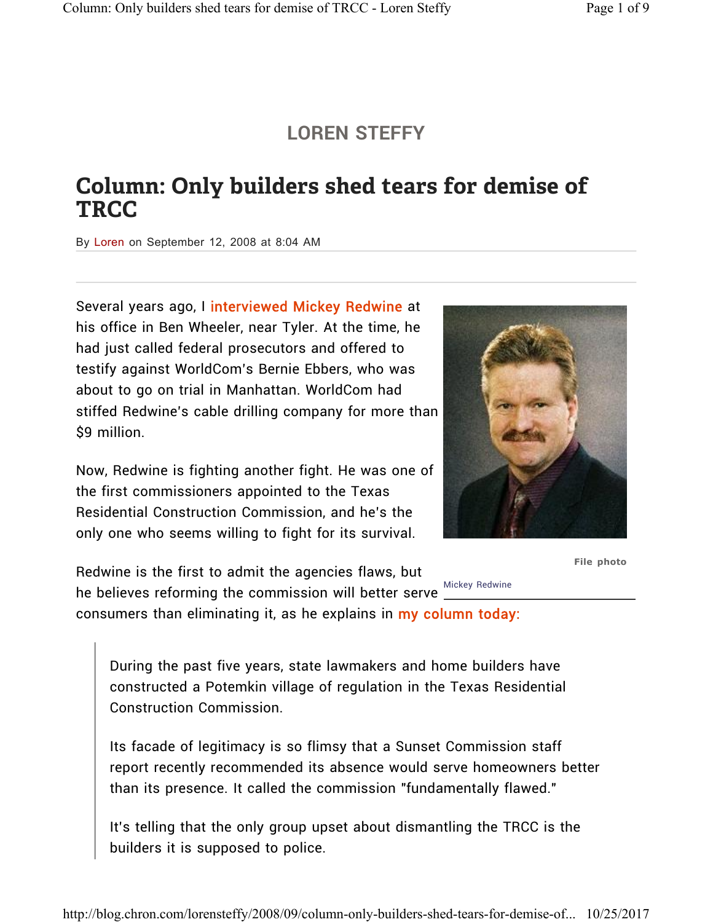LOREN STEFFY

# Column: Only builders shed tears for demise of TRCC

By Loren on September 12, 2008 at 8:04 AM

---

Several years ago, I interviewed Mickey Redwine at his office in Ben Wheeler, near Tyler. At the time, he had just called federal prosecutors and offered to testify against WorldCom's Bernie Ebbers, who was about to go on trial in Manhattan. WorldCom had stiffed Redwine's cable drilling company for more than $9 million.

Now, Redwine is fighting another fight. He was one of the first commissioners appointed to the Texas Residential Construction Commission, and he's the only one who seems willing to fight for its survival.

File photo

Mickey Redwine

Redwine is the first to admit the agencies flaws, but he believes reforming the commission will better serve consumers than eliminating it, as he explains in my column today:

> During the past five years, state lawmakers and home builders have constructed a Potemkin village of regulation in the Texas Residential Construction Commission.
>
> Its facade of legitimacy is so flimsy that a Sunset Commission staff report recently recommended its absence would serve homeowners better than its presence. It called the commission "fundamentally flawed."
>
> It's telling that the only group upset about dismantling the TRCC is the builders it is supposed to police.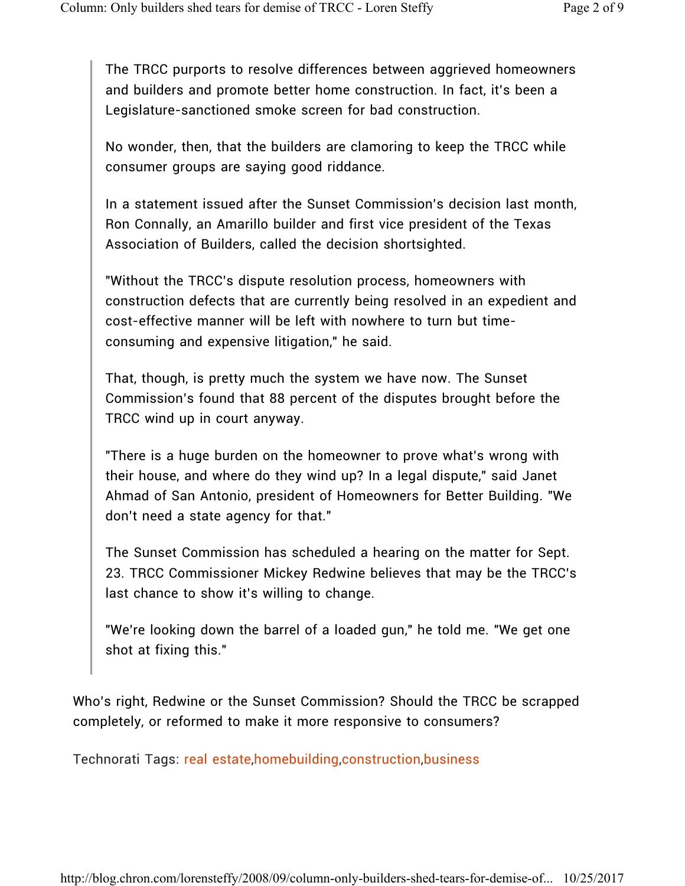> The TRCC purports to resolve differences between aggrieved homeowners and builders and promote better home construction. In fact, it's been a Legislature-sanctioned smoke screen for bad construction.
>
> No wonder, then, that the builders are clamoring to keep the TRCC while consumer groups are saying good riddance.
>
> In a statement issued after the Sunset Commission's decision last month, Ron Connally, an Amarillo builder and first vice president of the Texas Association of Builders, called the decision shortsighted.
>
> "Without the TRCC's dispute resolution process, homeowners with construction defects that are currently being resolved in an expedient and cost-effective manner will be left with nowhere to turn but time-consuming and expensive litigation," he said.
>
> That, though, is pretty much the system we have now. The Sunset Commission's found that 88 percent of the disputes brought before the TRCC wind up in court anyway.
>
> "There is a huge burden on the homeowner to prove what's wrong with their house, and where do they wind up? In a legal dispute," said Janet Ahmad of San Antonio, president of Homeowners for Better Building. "We don't need a state agency for that."
>
> The Sunset Commission has scheduled a hearing on the matter for Sept. 23. TRCC Commissioner Mickey Redwine believes that may be the TRCC's last chance to show it's willing to change.
>
> "We're looking down the barrel of a loaded gun," he told me. "We get one shot at fixing this."

Who's right, Redwine or the Sunset Commission? Should the TRCC be scrapped completely, or reformed to make it more responsive to consumers?

Technorati Tags: real estate,homebuilding,construction,business